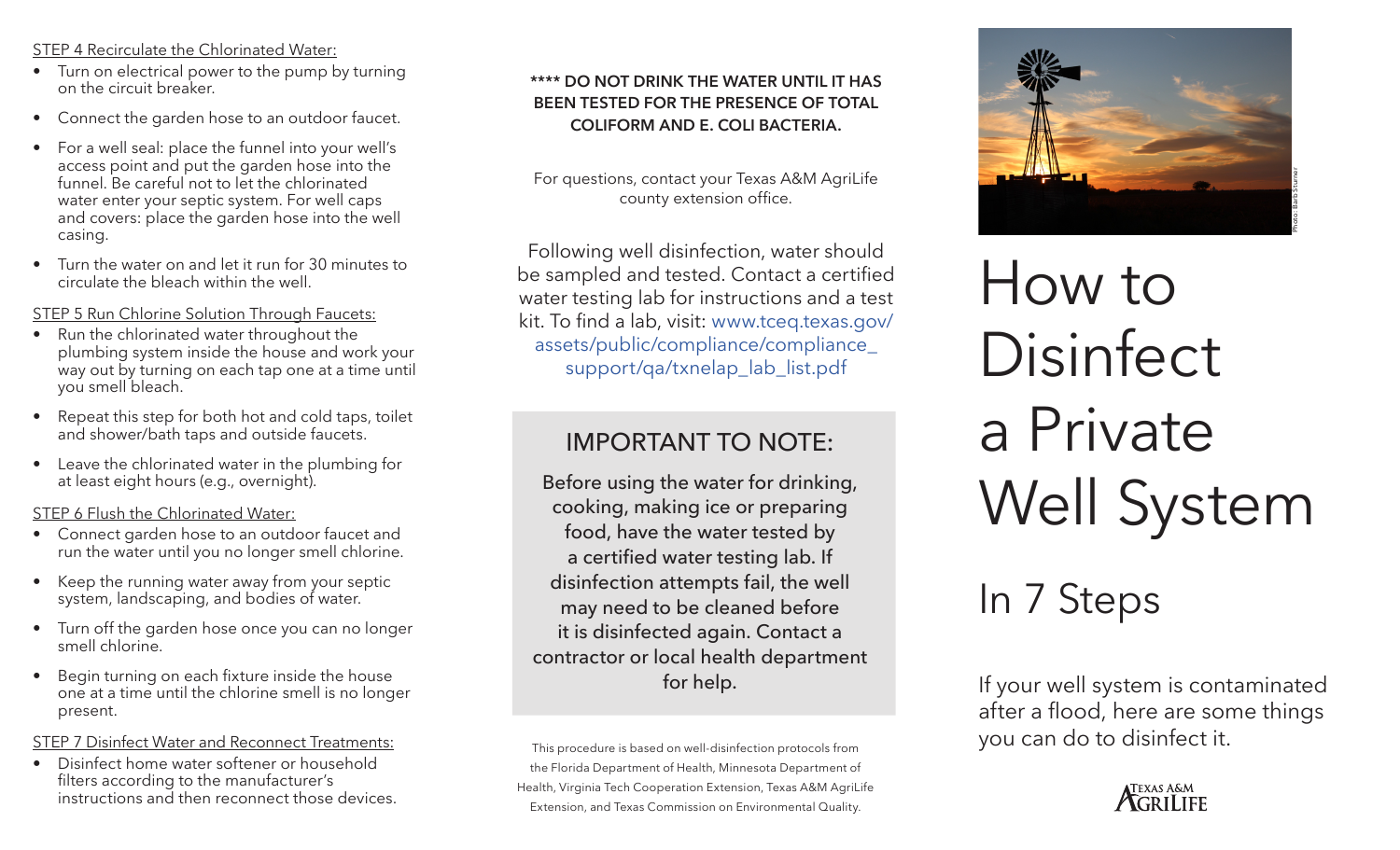STEP 4 Recirculate the Chlorinated Water:

- Turn on electrical power to the pump by turning on the circuit breaker.
- Connect the garden hose to an outdoor faucet.
- For a well seal: place the funnel into your well's access point and put the garden hose into the funnel. Be careful not to let the chlorinated water enter your septic system. For well caps and covers: place the garden hose into the well casing.
- Turn the water on and let it run for 30 minutes to circulate the bleach within the well.

STEP 5 Run Chlorine Solution Through Faucets:

- Run the chlorinated water throughout the plumbing system inside the house and work your way out by turning on each tap one at a time until you smell bleach.
- Repeat this step for both hot and cold taps, toilet and shower/bath taps and outside faucets.
- Leave the chlorinated water in the plumbing for at least eight hours (e.g., overnight).

STEP 6 Flush the Chlorinated Water:

- Connect garden hose to an outdoor faucet and run the water until you no longer smell chlorine.
- Keep the running water away from your septic system, landscaping, and bodies of water.
- Turn off the garden hose once you can no longer smell chlorine.
- Begin turning on each fixture inside the house one at a time until the chlorine smell is no longer present.

STEP 7 Disinfect Water and Reconnect Treatments:

- Disinfect home water softener or household filters according to the manufacturer's instructions and then reconnect those devices.

**\*\*\*\* DO NOT DRINK THE WATER UNTIL IT HAS BEEN TESTED FOR THE PRESENCE OF TOTAL COLIFORM AND E. COLI BACTERIA.**

For questions, contact your Texas A&M AgriLife county extension office.

Following well disinfection, water should be sampled and tested. Contact a certified water testing lab for instructions and a test kit. To find a lab, visit: www.tceq.texas.gov/assets/public/compliance/compliance_support/qa/txnelap_lab_list.pdf

## IMPORTANT TO NOTE:

Before using the water for drinking, cooking, making ice or preparing food, have the water tested by a certified water testing lab. If disinfection attempts fail, the well may need to be cleaned before it is disinfected again. Contact a contractor or local health department for help.

This procedure is based on well-disinfection protocols from the Florida Department of Health, Minnesota Department of Health, Virginia Tech Cooperation Extension, Texas A&M AgriLife Extension, and Texas Commission on Environmental Quality.

Photo: Barb Stunner

# How to Disinfect a Private Well System

## In 7 Steps

If your well system is contaminated after a flood, here are some things you can do to disinfect it.

Texas A&M AgriLife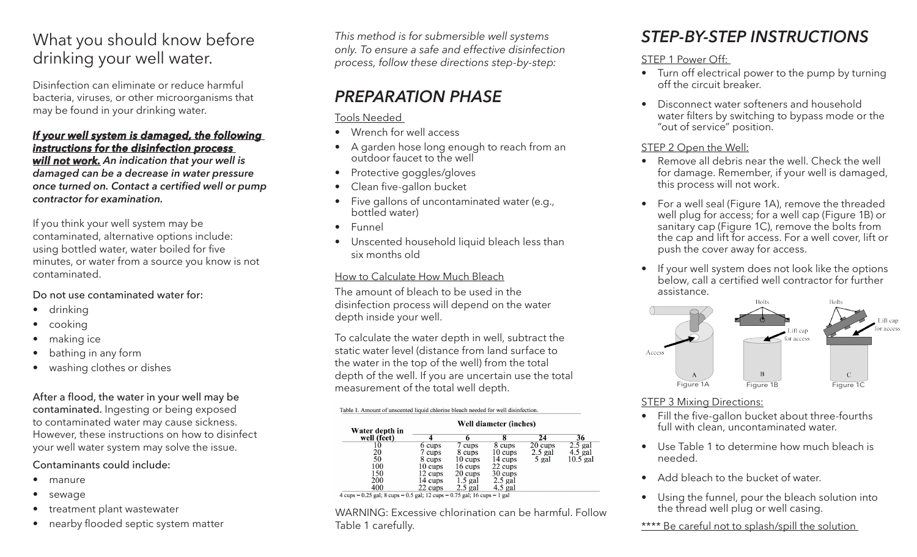## What you should know before drinking your well water.

Disinfection can eliminate or reduce harmful bacteria, viruses, or other microorganisms that may be found in your drinking water.

***If your well system is damaged, the following instructions for the disinfection process will not work.*** ***An indication that your well is damaged can be a decrease in water pressure once turned on. Contact a certified well or pump contractor for examination.***

If you think your well system may be contaminated, alternative options include: using bottled water, water boiled for five minutes, or water from a source you know is not contaminated.

Do not use contaminated water for:

- drinking
- cooking
- making ice
- bathing in any form
- washing clothes or dishes

After a flood, the water in your well may be contaminated. Ingesting or being exposed to contaminated water may cause sickness. However, these instructions on how to disinfect your well water system may solve the issue.

Contaminants could include:

- manure
- sewage
- treatment plant wastewater
- nearby flooded septic system matter

*This method is for submersible well systems only. To ensure a safe and effective disinfection process, follow these directions step-by-step:*

## *PREPARATION PHASE*

Tools Needed

- Wrench for well access
- A garden hose long enough to reach from an outdoor faucet to the well
- Protective goggles/gloves
- Clean five-gallon bucket
- Five gallons of uncontaminated water (e.g., bottled water)
- Funnel
- Unscented household liquid bleach less than six months old

How to Calculate How Much Bleach

The amount of bleach to be used in the disinfection process will depend on the water depth inside your well.

To calculate the water depth in well, subtract the static water level (distance from land surface to the water in the top of the well) from the total depth of the well. If you are uncertain use the total measurement of the total well depth.

Table 1. Amount of unscented liquid chlorine bleach needed for well disinfection.

| Water depth in well (feet) | Well diameter (inches) | | | | |
|---|---|---|---|---|---|
| | 4 | 6 | 8 | 24 | 36 |
| 10 | 6 cups | 7 cups | 8 cups | 20 cups | 2.5 gal |
| 20 | 7 cups | 8 cups | 10 cups | 2.5 gal | 4.5 gal |
| 50 | 8 cups | 10 cups | 14 cups | 5 gal | 10.5 gal |
| 100 | 10 cups | 16 cups | 22 cups | | |
| 150 | 12 cups | 20 cups | 30 cups | | |
| 200 | 14 cups | 1.5 gal | 2.5 gal | | |
| 400 | 22 cups | 2.5 gal | 4.5 gal | | |

4 cups = 0.25 gal; 8 cups = 0.5 gal; 12 cups = 0.75 gal; 16 cups = 1 gal

WARNING: Excessive chlorination can be harmful. Follow Table 1 carefully.

## *STEP-BY-STEP INSTRUCTIONS*

STEP 1 Power Off:

- Turn off electrical power to the pump by turning off the circuit breaker.
- Disconnect water softeners and household water filters by switching to bypass mode or the "out of service" position.

STEP 2 Open the Well:

- Remove all debris near the well. Check the well for damage. Remember, if your well is damaged, this process will not work.
- For a well seal (Figure 1A), remove the threaded well plug for access; for a well cap (Figure 1B) or sanitary cap (Figure 1C), remove the bolts from the cap and lift for access. For a well cover, lift or push the cover away for access.
- If your well system does not look like the options below, call a certified well contractor for further assistance.

Access

A

Figure 1A

Bolts

Lift cap for access

B

Figure 1B

Bolts

Lift cap for access

C

Figure 1C

STEP 3 Mixing Directions:

- Fill the five-gallon bucket about three-fourths full with clean, uncontaminated water.
- Use Table 1 to determine how much bleach is needed.
- Add bleach to the bucket of water.
- Using the funnel, pour the bleach solution into the thread well plug or well casing.

**** Be careful not to splash/spill the solution